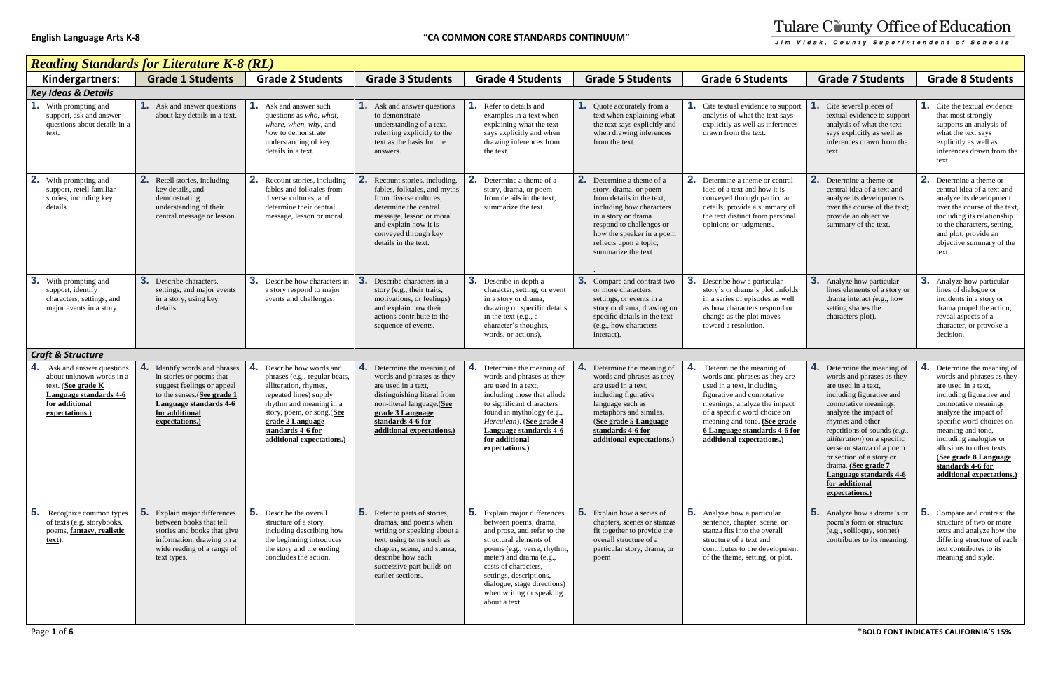English Language Arts K-8 — "CA COMMON CORE STANDARDS CONTINUUM" — Tulare County Office of Education, Jim Vidak, County Superintendent of Schools

# Reading Standards for Literature K-8 (RL)

| Kindergartners: | Grade 1 Students | Grade 2 Students | Grade 3 Students | Grade 4 Students | Grade 5 Students | Grade 6 Students | Grade 7 Students | Grade 8 Students |
|---|---|---|---|---|---|---|---|---|
| ***Key Ideas & Details*** | | | | | | | | |
| **1.** With prompting and support, ask and answer questions about details in a text. | **1.** Ask and answer questions about key details in a text. | **1.** Ask and answer such questions as *who, what, where, when, why,* and *how* to demonstrate understanding of key details in a text. | **1.** Ask and answer questions to demonstrate understanding of a text, referring explicitly to the text as the basis for the answers. | **1.** Refer to details and examples in a text when explaining what the text says explicitly and when drawing inferences from the text. | **1.** Quote accurately from a text when explaining what the text says explicitly and when drawing inferences from the text. | **1.** Cite textual evidence to support analysis of what the text says explicitly as well as inferences drawn from the text. | **1.** Cite several pieces of textual evidence to support analysis of what the text says explicitly as well as inferences drawn from the text. | **1.** Cite the textual evidence that most strongly supports an analysis of what the text says explicitly as well as inferences drawn from the text. |
| **2.** With prompting and support, retell familiar stories, including key details. | **2.** Retell stories, including key details, and demonstrating understanding of their central message or lesson. | **2.** Recount stories, including fables and folktales from diverse cultures, and determine their central message, lesson or moral. | **2.** Recount stories, including, fables, folktales, and myths from diverse cultures; determine the central message, lesson or moral and explain how it is conveyed through key details in the text. | **2.** Determine a theme of a story, drama, or poem from details in the text; summarize the text. | **2.** Determine a theme of a story, drama, or poem from details in the text, including how characters in a story or drama respond to challenges or how the speaker in a poem reflects upon a topic; summarize the text | **2.** Determine a theme or central idea of a text and how it is conveyed through particular details; provide a summary of the text distinct from personal opinions or judgments. | **2.** Determine a theme or central idea of a text and analyze its developments over the course of the text; provide an objective summary of the text. | **2.** Determine a theme or central idea of a text and analyze its development over the course of the text, including its relationship to the characters, setting, and plot; provide an objective summary of the text. |
| **3.** With prompting and support, identify characters, settings, and major events in a story. | **3.** Describe characters, settings, and major events in a story, using key details. | **3.** Describe how characters in a story respond to major events and challenges. | **3.** Describe characters in a story (e.g., their traits, motivations, or feelings) and explain how their actions contribute to the sequence of events. | **3.** Describe in depth a character, setting, or event in a story or drama, drawing on specific details in the text (e.g., a character's thoughts, words, or actions). | **3.** Compare and contrast two or more characters, settings, or events in a story or drama, drawing on specific details in the text (e.g., how characters interact). | **3.** Describe how a particular story's or drama's plot unfolds in a series of episodes as well as how characters respond or change as the plot moves toward a resolution. | **3.** Analyze how particular lines elements of a story or drama interact (e.g., how setting shapes the characters plot). | **3.** Analyze how particular lines of dialogue or incidents in a story or drama propel the action, reveal aspects of a character, or provoke a decision. |
| ***Craft & Structure*** | | | | | | | | |
| **4.** Ask and answer questions about unknown words in a text. (**See grade K Language standards 4-6 for additional expectations.)** | **4.** Identify words and phrases in stories or poems that suggest feelings or appeal to the senses.(**See grade 1 Language standards 4-6 for additional expectations.)** | **4.** Describe how words and phrases (e.g., regular beats, alliteration, rhymes, repeated lines) supply rhythm and meaning in a story, poem, or song.(**See grade 2 Language standards 4-6 for additional expectations.)** | **4.** Determine the meaning of words and phrases as they are used in a text, distinguishing literal from non-literal language.(**See grade 3 Language standards 4-6 for additional expectations.)** | **4.** Determine the meaning of words and phrases as they are used in a text, including those that allude to significant characters found in mythology (e.g., *Herculean*). (**See grade 4 Language standards 4-6 for additional expectations.)** | **4.** Determine the meaning of words and phrases as they are used in a text, including figurative language such as metaphors and similes. (**See grade 5 Language standards 4-6 for additional expectations.)** | **4.** Determine the meaning of words and phrases as they are used in a text, including figurative and connotative meanings; analyze the impact of a specific word choice on meaning and tone. **(See grade 6 Language standards 4-6 for additional expectations.)** | **4.** Determine the meaning of words and phrases as they are used in a text, including figurative and connotative meanings; analyze the impact of rhymes and other repetitions of sounds (*e.g., alliteration*) on a specific verse or stanza of a poem or section of a story or drama. **(See grade 7 Language standards 4-6 for additional expectations.)** | **4.** Determine the meaning of words and phrases as they are used in a text, including figurative and connotative meanings; analyze the impact of specific word choices on meaning and tone, including analogies or allusions to other texts. **(See grade 8 Language standards 4-6 for additional expectations.)** |
| **5.** Recognize common types of texts (e.g. storybooks, poems, **fantasy, realistic text**). | **5.** Explain major differences between books that tell stories and books that give information, drawing on a wide reading of a range of text types. | **5.** Describe the overall structure of a story, including describing how the beginning introduces the story and the ending concludes the action. | **5.** Refer to parts of stories, dramas, and poems when writing or speaking about a text, using terms such as chapter, scene, and stanza; describe how each successive part builds on earlier sections. | **5.** Explain major differences between poems, drama, and prose, and refer to the structural elements of poems (e.g., verse, rhythm, meter) and drama (e.g., casts of characters, settings, descriptions, dialogue, stage directions) when writing or speaking about a text. | **5.** Explain how a series of chapters, scenes or stanzas fit together to provide the overall structure of a particular story, drama, or poem | **5.** Analyze how a particular sentence, chapter, scene, or stanza fits into the overall structure of a text and contributes to the development of the theme, setting, or plot. | **5.** Analyze how a drama's or poem's form or structure (e.g., soliloquy, sonnet) contributes to its meaning. | **5.** Compare and contrast the structure of two or more texts and analyze how the differing structure of each text contributes to its meaning and style. |

*BOLD FONT INDICATES CALIFORNIA'S 15%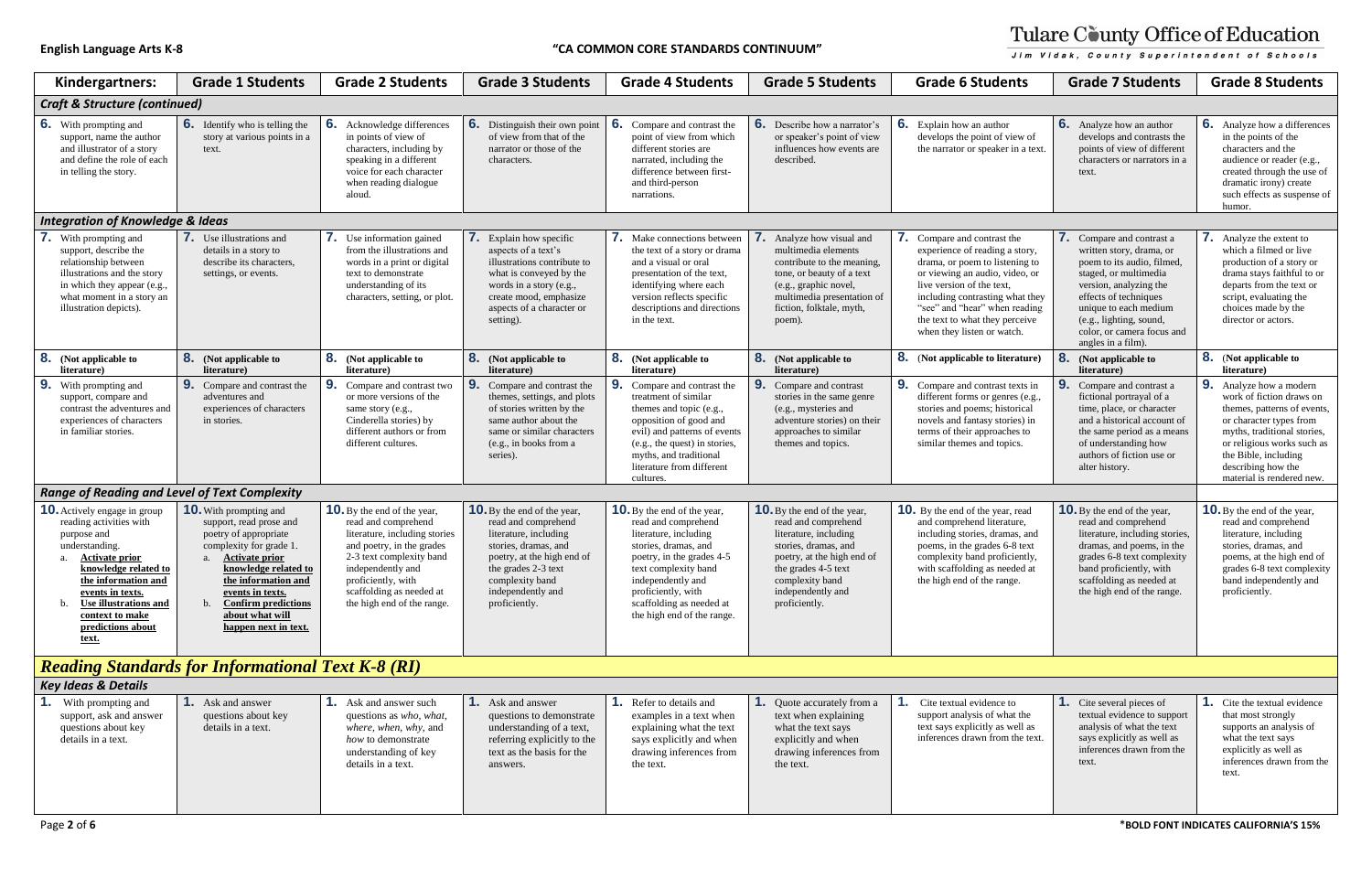**English Language Arts K-8** — **"CA COMMON CORE STANDARDS CONTINUUM"** — Tulare County Office of Education, Jim Vidak, County Superintendent of Schools

| Kindergartners: | Grade 1 Students | Grade 2 Students | Grade 3 Students | Grade 4 Students | Grade 5 Students | Grade 6 Students | Grade 7 Students | Grade 8 Students |
|---|---|---|---|---|---|---|---|---|
| ***Craft & Structure (continued)*** | | | | | | | | |
| **6.** With prompting and support, name the author and illustrator of a story and define the role of each in telling the story. | **6.** Identify who is telling the story at various points in a text. | **6.** Acknowledge differences in points of view of characters, including by speaking in a different voice for each character when reading dialogue aloud. | **6.** Distinguish their own point of view from that of the narrator or those of the characters. | **6.** Compare and contrast the point of view from which different stories are narrated, including the difference between first- and third-person narrations. | **6.** Describe how a narrator's or speaker's point of view influences how events are described. | **6.** Explain how an author develops the point of view of the narrator or speaker in a text. | **6.** Analyze how an author develops and contrasts the points of view of different characters or narrators in a text. | **6.** Analyze how a differences in the points of view of the characters and the audience or reader (e.g., created through the use of dramatic irony) create such effects as suspense of humor. |
| ***Integration of Knowledge & Ideas*** | | | | | | | | |
| **7.** With prompting and support, describe the relationship between illustrations and the story in which they appear (e.g., what moment in a story an illustration depicts). | **7.** Use illustrations and details in a story to describe its characters, settings, or events. | **7.** Use information gained from the illustrations and words in a print or digital text to demonstrate understanding of its characters, setting, or plot. | **7.** Explain how specific aspects of a text's illustrations contribute to what is conveyed by the words in a story (e.g., create mood, emphasize aspects of a character or setting). | **7.** Make connections between the text of a story or drama and a visual or oral presentation of the text, identifying where each version reflects specific descriptions and directions in the text. | **7.** Analyze how visual and multimedia elements contribute to the meaning, tone, or beauty of a text (e.g., graphic novel, multimedia presentation of fiction, folktale, myth, poem). | **7.** Compare and contrast the experience of reading a story, drama, or poem to listening to or viewing an audio, video, or live version of the text, including contrasting what they "see" and "hear" when reading the text to what they perceive when they listen or watch. | **7.** Compare and contrast a written story, drama, or poem to its audio, filmed, staged, or multimedia version, analyzing the effects of techniques unique to each medium (e.g., lighting, sound, color, or camera focus and angles in a film). | **7.** Analyze the extent to which a filmed or live production of a story or drama stays faithful to or departs from the text or script, evaluating the choices made by the director or actors. |
| **8. (Not applicable to literature)** | **8. (Not applicable to literature)** | **8. (Not applicable to literature)** | **8. (Not applicable to literature)** | **8. (Not applicable to literature)** | **8. (Not applicable to literature)** | **8.** (Not applicable to literature) | **8. (Not applicable to literature)** | **8.** (Not applicable to literature) |
| **9.** With prompting and support, compare and contrast the adventures and experiences of characters in familiar stories. | **9.** Compare and contrast the adventures and experiences of characters in stories. | **9.** Compare and contrast two or more versions of the same story (e.g., Cinderella stories) by different authors or from different cultures. | **9.** Compare and contrast the themes, settings, and plots of stories written by the same author about the same or similar characters (e.g., in books from a series). | **9.** Compare and contrast the treatment of similar themes and topic (e.g., opposition of good and evil) and patterns of events (e.g., the quest) in stories, myths, and traditional literature from different cultures. | **9.** Compare and contrast stories in the same genre (e.g., mysteries and adventure stories) on their approaches to similar themes and topics. | **9.** Compare and contrast texts in different forms or genres (e.g., stories and poems; historical novels and fantasy stories) in terms of their approaches to similar themes and topics. | **9.** Compare and contrast a fictional portrayal of a time, place, or character and a historical account of the same period as a means of understanding how authors of fiction use or alter history. | **9.** Analyze how a modern work of fiction draws on themes, patterns of events, or character types from myths, traditional stories, or religious works such as the Bible, including describing how the material is rendered new. |
| ***Range of Reading and Level of Text Complexity*** | | | | | | | | |
| **10.** Actively engage in group reading activities with purpose and understanding. a. **Activate prior knowledge related to the information and events in texts.** b. **Use illustrations and context to make predictions about text.** | **10.** With prompting and support, read prose and poetry of appropriate complexity for grade 1. a. **Activate prior knowledge related to the information and events in texts.** b. **Confirm predictions about what will happen next in text.** | **10.** By the end of the year, read and comprehend literature, including stories and poetry, in the grades 2-3 text complexity band independently and proficiently, with scaffolding as needed at the high end of the range. | **10.** By the end of the year, read and comprehend literature, including stories, dramas, and poetry, at the high end of the grades 2-3 text complexity band independently and proficiently. | **10.** By the end of the year, read and comprehend literature, including stories, dramas, and poetry, in the grades 4-5 text complexity band independently and proficiently, with scaffolding as needed at the high end of the range. | **10.** By the end of the year, read and comprehend literature, including stories, dramas, and poetry, at the high end of the grades 4-5 text complexity band independently and proficiently. | **10.** By the end of the year, read and comprehend literature, including stories, dramas, and poems, in the grades 6-8 text complexity band proficiently, with scaffolding as needed at the high end of the range. | **10.** By the end of the year, read and comprehend literature, including stories, dramas, and poems, in the grades 6-8 text complexity band proficiently, with scaffolding as needed at the high end of the range. | **10.** By the end of the year, read and comprehend literature, including stories, dramas, and poems, at the high end of grades 6-8 text complexity band independently and proficiently. |

## *Reading Standards for Informational Text K-8 (RI)*

| Kindergartners: | Grade 1 Students | Grade 2 Students | Grade 3 Students | Grade 4 Students | Grade 5 Students | Grade 6 Students | Grade 7 Students | Grade 8 Students |
|---|---|---|---|---|---|---|---|---|
| ***Key Ideas & Details*** | | | | | | | | |
| **1.** With prompting and support, ask and answer questions about key details in a text. | **1.** Ask and answer questions about key details in a text. | **1.** Ask and answer such questions as *who, what, where, when, why,* and *how* to demonstrate understanding of key details in a text. | **1.** Ask and answer questions to demonstrate understanding of a text, referring explicitly to the text as the basis for the answers. | **1.** Refer to details and examples in a text when explaining what the text says explicitly and when drawing inferences from the text. | **1.** Quote accurately from a text when explaining what the text says explicitly and when drawing inferences from the text. | **1.** Cite textual evidence to support analysis of what the text says explicitly as well as inferences drawn from the text. | **1.** Cite several pieces of textual evidence to support analysis of what the text says explicitly as well as inferences drawn from the text. | **1.** Cite the textual evidence that most strongly supports an analysis of what the text says explicitly as well as inferences drawn from the text. |

*BOLD FONT INDICATES CALIFORNIA'S 15%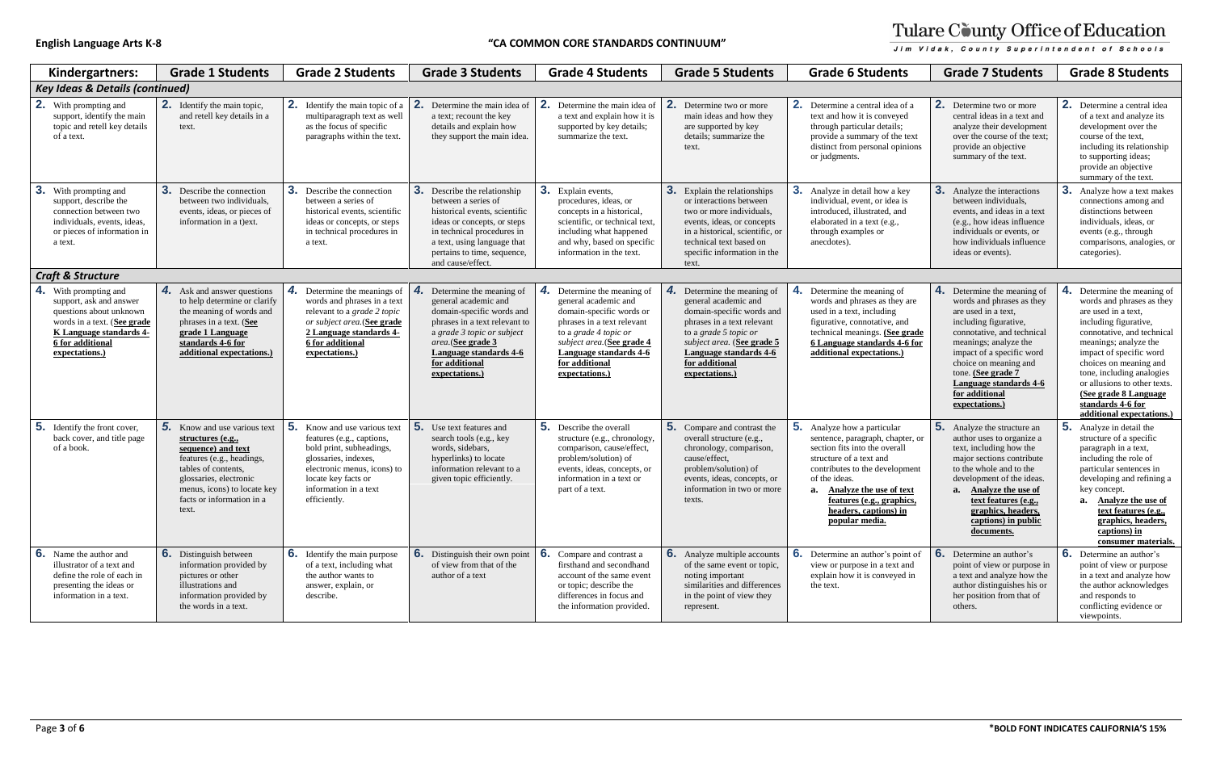**English Language Arts K-8** **"CA COMMON CORE STANDARDS CONTINUUM"**

Tulare County Office of Education
Jim Vidak, County Superintendent of Schools

| Kindergartners: | Grade 1 Students | Grade 2 Students | Grade 3 Students | Grade 4 Students | Grade 5 Students | Grade 6 Students | Grade 7 Students | Grade 8 Students |
|---|---|---|---|---|---|---|---|---|
| ***Key Ideas & Details (continued)*** | | | | | | | | |
| **2.** With prompting and support, identify the main topic and retell key details of a text. | **2.** Identify the main topic, and retell key details in a text. | **2.** Identify the main topic of a multiparagraph text as well as the focus of specific paragraphs within the text. | **2.** Determine the main idea of a text; recount the key details and explain how they support the main idea. | **2.** Determine the main idea of a text and explain how it is supported by key details; summarize the text. | **2.** Determine two or more main ideas and how they are supported by key details; summarize the text. | **2.** Determine a central idea of a text and how it is conveyed through particular details; provide a summary of the text distinct from personal opinions or judgments. | **2.** Determine two or more central ideas in a text and analyze their development over the course of the text; provide an objective summary of the text. | **2.** Determine a central idea of a text and analyze its development over the course of the text, including its relationship to supporting ideas; provide an objective summary of the text. |
| **3.** With prompting and support, describe the connection between two individuals, events, ideas, or pieces of information in a text. | **3.** Describe the connection between two individuals, events, ideas, or pieces of information in a t)ext. | **3.** Describe the connection between a series of historical events, scientific ideas or concepts, or steps in technical procedures in a text. | **3.** Describe the relationship between a series of historical events, scientific ideas or concepts, or steps in technical procedures in a text, using language that pertains to time, sequence, and cause/effect. | **3.** Explain events, procedures, ideas, or concepts in a historical, scientific, or technical text, including what happened and why, based on specific information in the text. | **3.** Explain the relationships or interactions between two or more individuals, events, ideas, or concepts in a historical, scientific, or technical text based on specific information in the text. | **3.** Analyze in detail how a key individual, event, or idea is introduced, illustrated, and elaborated in a text (e.g., through examples or anecdotes). | **3.** Analyze the interactions between individuals, events, and ideas in a text (e.g., how ideas influence individuals or events, or how individuals influence ideas or events). | **3.** Analyze how a text makes connections among and distinctions between individuals, ideas, or events (e.g., through comparisons, analogies, or categories). |
| ***Craft & Structure*** | | | | | | | | |
| **4.** With prompting and support, ask and answer questions about unknown words in a text. (**See grade K Language standards 4-6 for additional expectations.**) | **4.** Ask and answer questions to help determine or clarify the meaning of words and phrases in a text. (**See grade 1 Language standards 4-6 for additional expectations.**) | **4.** Determine the meanings of words and phrases in a text relevant to a *grade 2 topic or subject area*.(**See grade 2 Language standards 4-6 for additional expectations.**) | **4.** Determine the meaning of general academic and domain-specific words and phrases in a text relevant to a *grade 3 topic or subject area*.(**See grade 3 Language standards 4-6 for additional expectations.**) | **4.** Determine the meaning of general academic and domain-specific words or phrases in a text relevant to a *grade 4 topic or subject area*.(**See grade 4 Language standards 4-6 for additional expectations.**) | **4.** Determine the meaning of general academic and domain-specific words and phrases in a text relevant to a *grade 5 topic or subject area*. (**See grade 5 Language standards 4-6 for additional expectations.**) | **4.** Determine the meaning of words and phrases as they are used in a text, including figurative, connotative, and technical meanings. (**See grade 6 Language standards 4-6 for additional expectations.**) | **4.** Determine the meaning of words and phrases as they are used in a text, including figurative, connotative, and technical meanings; analyze the impact of a specific word choice on meaning and tone. (**See grade 7 Language standards 4-6 for additional expectations.**) | **4.** Determine the meaning of words and phrases as they are used in a text, including figurative, connotative, and technical meanings; analyze the impact of specific word choices on meaning and tone, including analogies or allusions to other texts. (**See grade 8 Language standards 4-6 for additional expectations.**) |
| **5.** Identify the front cover, back cover, and title page of a book. | **5.** Know and use various text **structures (e.g., sequence) and text** features (e.g., headings, tables of contents, glossaries, electronic menus, icons) to locate key facts or information in a text. | **5.** Know and use various text features (e.g., captions, bold print, subheadings, glossaries, indexes, electronic menus, icons) to locate key facts or information in a text efficiently. | **5.** Use text features and search tools (e.g., key words, sidebars, hyperlinks) to locate information relevant to a given topic efficiently. | **5.** Describe the overall structure (e.g., chronology, comparison, cause/effect, problem/solution) of events, ideas, concepts, or information in a text or part of a text. | **5.** Compare and contrast the overall structure (e.g., chronology, comparison, cause/effect, problem/solution) of events, ideas, concepts, or information in two or more texts. | **5.** Analyze how a particular sentence, paragraph, chapter, or section fits into the overall structure of a text and contributes to the development of the ideas. **a. Analyze the use of text features (e.g., graphics, headers, captions) in popular media.** | **5.** Analyze the structure an author uses to organize a text, including how the major sections contribute to the whole and to the development of the ideas. **a. Analyze the use of text features (e.g., graphics, headers, captions) in public documents.** | **5.** Analyze in detail the structure of a specific paragraph in a text, including the role of particular sentences in developing and refining a key concept. **a. Analyze the use of text features (e.g., graphics, headers, captions) in consumer materials.** |
| **6.** Name the author and illustrator of a text and define the role of each in presenting the ideas or information in a text. | **6.** Distinguish between information provided by pictures or other illustrations and information provided by the words in a text. | **6.** Identify the main purpose of a text, including what the author wants to answer, explain, or describe. | **6.** Distinguish their own point of view from that of the author of a text | **6.** Compare and contrast a firsthand and secondhand account of the same event or topic; describe the differences in focus and the information provided. | **6.** Analyze multiple accounts of the same event or topic, noting important similarities and differences in the point of view they represent. | **6.** Determine an author's point of view or purpose in a text and explain how it is conveyed in the text. | **6.** Determine an author's point of view or purpose in a text and analyze how the author distinguishes his or her position from that of others. | **6.** Determine an author's point of view or purpose in a text and analyze how the author acknowledges and responds to conflicting evidence or viewpoints. |

*BOLD FONT INDICATES CALIFORNIA'S 15%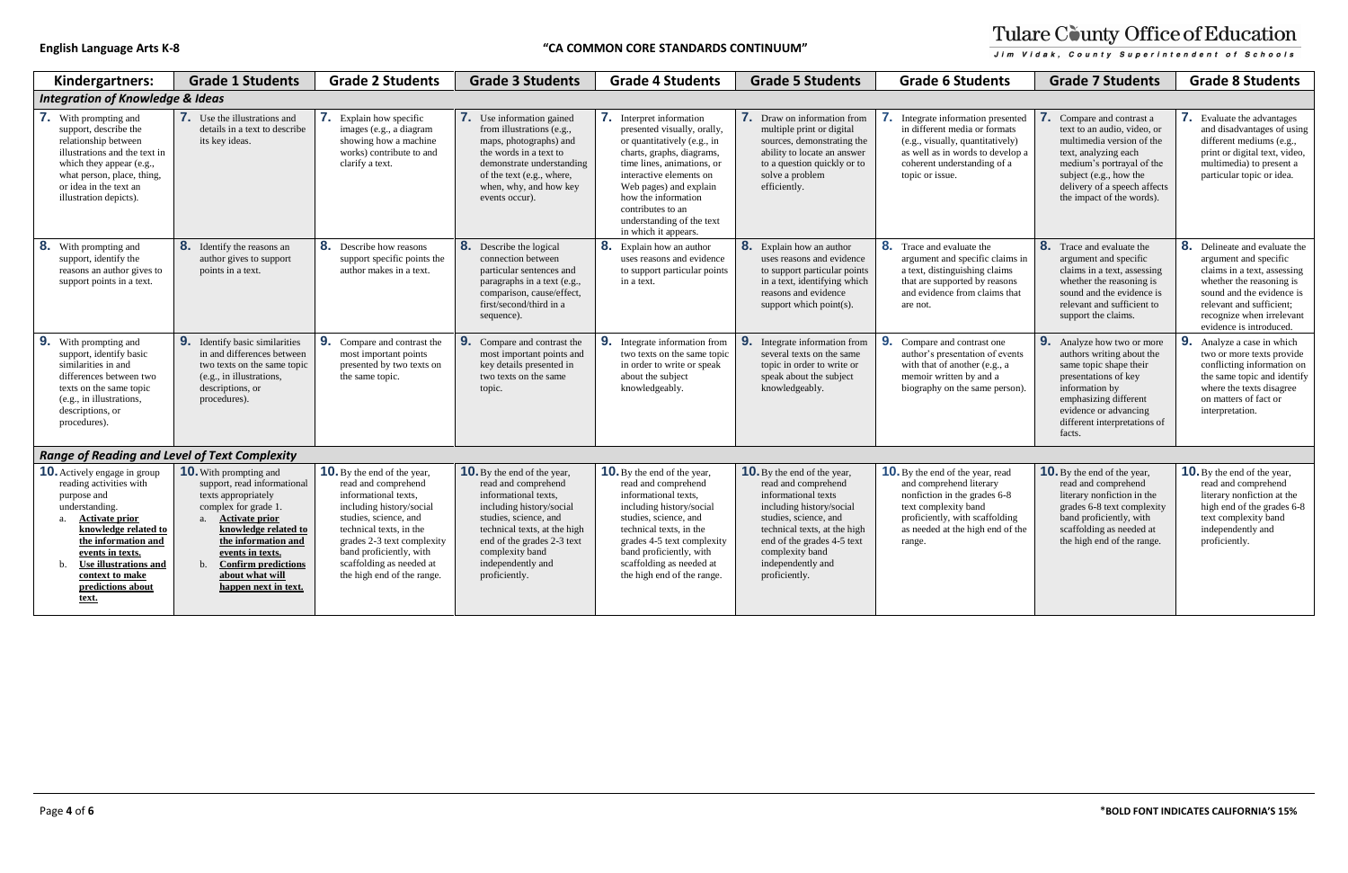**English Language Arts K-8** | **"CA COMMON CORE STANDARDS CONTINUUM"** | Tulare County Office of Education — Jim Vidak, County Superintendent of Schools

| Kindergartners: | Grade 1 Students | Grade 2 Students | Grade 3 Students | Grade 4 Students | Grade 5 Students | Grade 6 Students | Grade 7 Students | Grade 8 Students |
|---|---|---|---|---|---|---|---|---|
| ***Integration of Knowledge & Ideas*** | | | | | | | | |
| **7.** With prompting and support, describe the relationship between illustrations and the text in which they appear (e.g., what person, place, thing, or idea in the text an illustration depicts). | **7.** Use the illustrations and details in a text to describe its key ideas. | **7.** Explain how specific images (e.g., a diagram showing how a machine works) contribute to and clarify a text. | **7.** Use information gained from illustrations (e.g., maps, photographs) and the words in a text to demonstrate understanding of the text (e.g., where, when, why, and how key events occur). | **7.** Interpret information presented visually, orally, or quantitatively (e.g., in charts, graphs, diagrams, time lines, animations, or interactive elements on Web pages) and explain how the information contributes to an understanding of the text in which it appears. | **7.** Draw on information from multiple print or digital sources, demonstrating the ability to locate an answer to a question quickly or to solve a problem efficiently. | **7.** Integrate information presented in different media or formats (e.g., visually, quantitatively) as well as in words to develop a coherent understanding of a topic or issue. | **7.** Compare and contrast a text to an audio, video, or multimedia version of the text, analyzing each medium's portrayal of the subject (e.g., how the delivery of a speech affects the impact of the words). | **7.** Evaluate the advantages and disadvantages of using different mediums (e.g., print or digital text, video, multimedia) to present a particular topic or idea. |
| **8.** With prompting and support, identify the reasons an author gives to support points in a text. | **8.** Identify the reasons an author gives to support points in a text. | **8.** Describe how reasons support specific points the author makes in a text. | **8.** Describe the logical connection between particular sentences and paragraphs in a text (e.g., comparison, cause/effect, first/second/third in a sequence). | **8.** Explain how an author uses reasons and evidence to support particular points in a text. | **8.** Explain how an author uses reasons and evidence to support particular points in a text, identifying which reasons and evidence support which point(s). | **8.** Trace and evaluate the argument and specific claims in a text, distinguishing claims that are supported by reasons and evidence from claims that are not. | **8.** Trace and evaluate the argument and specific claims in a text, assessing whether the reasoning is sound and the evidence is relevant and sufficient to support the claims. | **8.** Delineate and evaluate the argument and specific claims in a text, assessing whether the reasoning is sound and the evidence is relevant and sufficient; recognize when irrelevant evidence is introduced. |
| **9.** With prompting and support, identify basic similarities in and differences between two texts on the same topic (e.g., in illustrations, descriptions, or procedures). | **9.** Identify basic similarities in and differences between two texts on the same topic (e.g., in illustrations, descriptions, or procedures). | **9.** Compare and contrast the most important points presented by two texts on the same topic. | **9.** Compare and contrast the most important points and key details presented in two texts on the same topic. | **9.** Integrate information from two texts on the same topic in order to write or speak about the subject knowledgeably. | **9.** Integrate information from several texts on the same topic in order to write or speak about the subject knowledgeably. | **9.** Compare and contrast one author's presentation of events with that of another (e.g., a memoir written by and a biography on the same person). | **9.** Analyze how two or more authors writing about the same topic shape their presentations of key information by emphasizing different evidence or advancing different interpretations of facts. | **9.** Analyze a case in which two or more texts provide conflicting information on the same topic and identify where the texts disagree on matters of fact or interpretation. |
| ***Range of Reading and Level of Text Complexity*** | | | | | | | | |
| **10.** Actively engage in group reading activities with purpose and understanding.<br>a. **<u>Activate prior knowledge related to the information and events in texts.</u>**<br>b. **<u>Use illustrations and context to make predictions about text.</u>** | **10.** With prompting and support, read informational texts appropriately complex for grade 1.<br>a. **<u>Activate prior knowledge related to the information and events in texts.</u>**<br>b. **<u>Confirm predictions about what will happen next in text.</u>** | **10.** By the end of the year, read and comprehend informational texts, including history/social studies, science, and technical texts, in the grades 2-3 text complexity band proficiently, with scaffolding as needed at the high end of the range. | **10.** By the end of the year, read and comprehend informational texts, including history/social studies, science, and technical texts, at the high end of the grades 2-3 text complexity band independently and proficiently. | **10.** By the end of the year, read and comprehend informational texts, including history/social studies, science, and technical texts, in the grades 4-5 text complexity band proficiently, with scaffolding as needed at the high end of the range. | **10.** By the end of the year, read and comprehend informational texts including history/social studies, science, and technical texts, at the high end of the grades 4-5 text complexity band independently and proficiently. | **10.** By the end of the year, read and comprehend literary nonfiction in the grades 6-8 text complexity band proficiently, with scaffolding as needed at the high end of the range. | **10.** By the end of the year, read and comprehend literary nonfiction in the grades 6-8 text complexity band proficiently, with scaffolding as needed at the high end of the range. | **10.** By the end of the year, read and comprehend literary nonfiction at the high end of the grades 6-8 text complexity band independently and proficiently. |

*BOLD FONT INDICATES CALIFORNIA'S 15%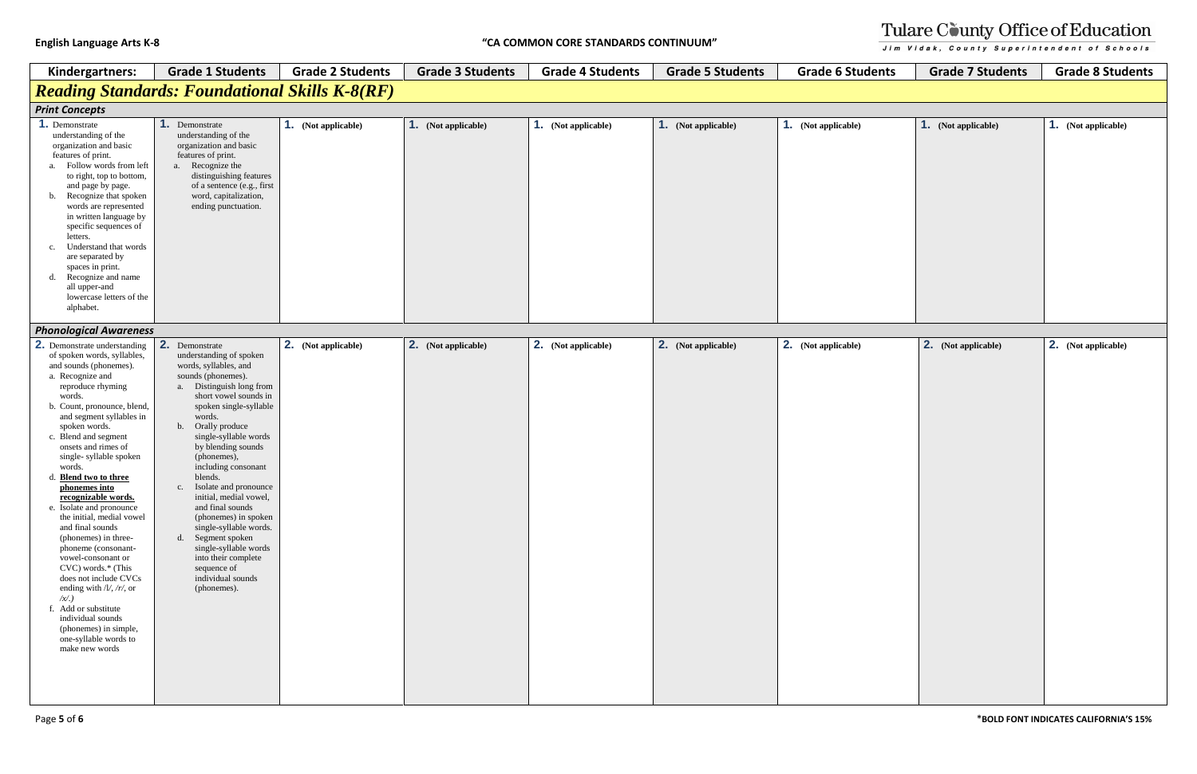| Kindergartners: | Grade 1 Students | Grade 2 Students | Grade 3 Students | Grade 4 Students | Grade 5 Students | Grade 6 Students | Grade 7 Students | Grade 8 Students |
|---|---|---|---|---|---|---|---|---|
| ***Reading Standards: Foundational Skills K-8(RF)*** | | | | | | | | |
| ***Print Concepts*** | | | | | | | | |
| **1.** Demonstrate understanding of the organization and basic features of print.<br>a. Follow words from left to right, top to bottom, and page by page.<br>b. Recognize that spoken words are represented in written language by specific sequences of letters.<br>c. Understand that words are separated by spaces in print.<br>d. Recognize and name all upper-and lowercase letters of the alphabet. | **1.** Demonstrate understanding of the organization and basic features of print.<br>a. Recognize the distinguishing features of a sentence (e.g., first word, capitalization, ending punctuation. | **1. (Not applicable)** | **1. (Not applicable)** | **1. (Not applicable)** | **1. (Not applicable)** | **1. (Not applicable)** | **1. (Not applicable)** | **1. (Not applicable)** |
| ***Phonological Awareness*** | | | | | | | | |
| **2.** Demonstrate understanding of spoken words, syllables, and sounds (phonemes).<br>a. Recognize and reproduce rhyming words.<br>b. Count, pronounce, blend, and segment syllables in spoken words.<br>c. Blend and segment onsets and rimes of single- syllable spoken words.<br>d. **Blend two to three phonemes into recognizable words.**<br>e. Isolate and pronounce the initial, medial vowel and final sounds (phonemes) in three-phoneme (consonant-vowel-consonant or CVC) words.* (This does not include CVCs ending with /l/, /r/, or /x/.)<br>f. Add or substitute individual sounds (phonemes) in simple, one-syllable words to make new words | **2.** Demonstrate understanding of spoken words, syllables, and sounds (phonemes).<br>a. Distinguish long from short vowel sounds in spoken single-syllable words.<br>b. Orally produce single-syllable words by blending sounds (phonemes), including consonant blends.<br>c. Isolate and pronounce initial, medial vowel, and final sounds (phonemes) in spoken single-syllable words.<br>d. Segment spoken single-syllable words into their complete sequence of individual sounds (phonemes). | **2. (Not applicable)** | **2. (Not applicable)** | **2. (Not applicable)** | **2. (Not applicable)** | **2. (Not applicable)** | **2. (Not applicable)** | **2. (Not applicable)** |

*BOLD FONT INDICATES CALIFORNIA'S 15%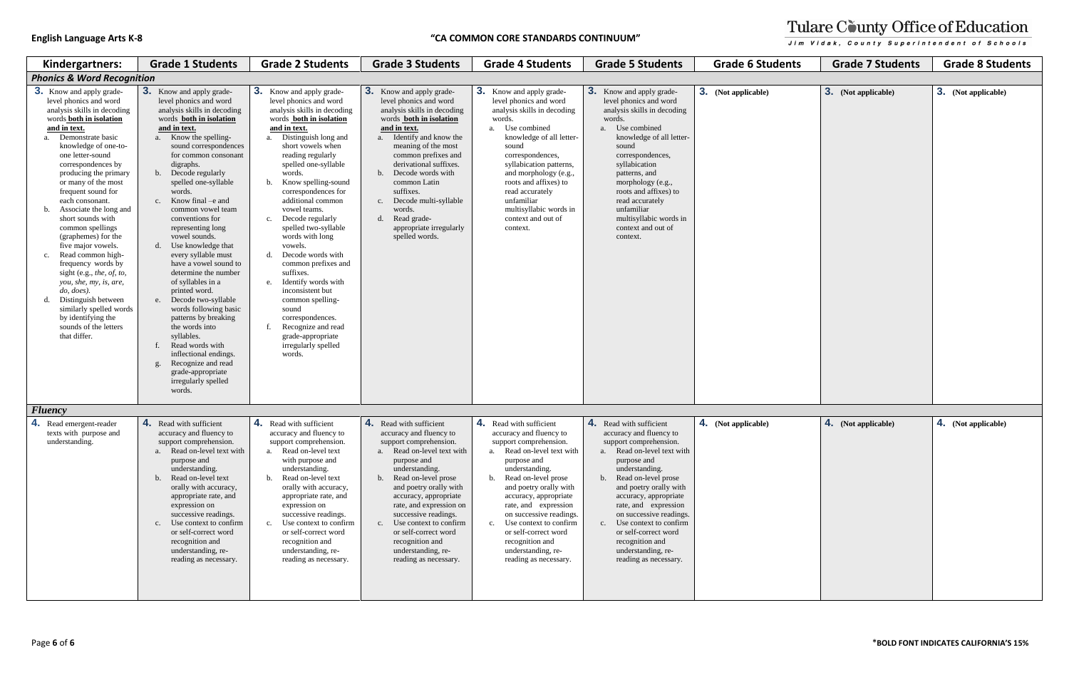| Kindergartners: | Grade 1 Students | Grade 2 Students | Grade 3 Students | Grade 4 Students | Grade 5 Students | Grade 6 Students | Grade 7 Students | Grade 8 Students |
|---|---|---|---|---|---|---|---|---|
| ***Phonics & Word Recognition*** | | | | | | | | |
| **3.** Know and apply grade-level phonics and word analysis skills in decoding words **both in isolation and in text.**<br>a. Demonstrate basic knowledge of one-to-one letter-sound correspondences by producing the primary or many of the most frequent sound for each consonant.<br>b. Associate the long and short sounds with common spellings (graphemes) for the five major vowels.<br>c. Read common high-frequency words by sight (e.g., *the, of, to, you, she, my, is, are, do, does).*<br>d. Distinguish between similarly spelled words by identifying the sounds of the letters that differ. | **3.** Know and apply grade-level phonics and word analysis skills in decoding words **both in isolation and in text.**<br>a. Know the spelling-sound correspondences for common consonant digraphs.<br>b. Decode regularly spelled one-syllable words.<br>c. Know final –e and common vowel team conventions for representing long vowel sounds.<br>d. Use knowledge that every syllable must have a vowel sound to determine the number of syllables in a printed word.<br>e. Decode two-syllable words following basic patterns by breaking the words into syllables.<br>f. Read words with inflectional endings.<br>g. Recognize and read grade-appropriate irregularly spelled words. | **3.** Know and apply grade-level phonics and word analysis skills in decoding words **both in isolation and in text.**<br>a. Distinguish long and short vowels when reading regularly spelled one-syllable words.<br>b. Know spelling-sound correspondences for additional common vowel teams.<br>c. Decode regularly spelled two-syllable words with long vowels.<br>d. Decode words with common prefixes and suffixes.<br>e. Identify words with inconsistent but common spelling-sound correspondences.<br>f. Recognize and read grade-appropriate irregularly spelled words. | **3.** Know and apply grade-level phonics and word analysis skills in decoding words **both in isolation and in text.**<br>a. Identify and know the meaning of the most common prefixes and derivational suffixes.<br>b. Decode words with common Latin suffixes.<br>c. Decode multi-syllable words.<br>d. Read grade-appropriate irregularly spelled words. | **3.** Know and apply grade-level phonics and word analysis skills in decoding words.<br>a. Use combined knowledge of all letter-sound correspondences, syllabication patterns, and morphology (e.g., roots and affixes) to read accurately unfamiliar multisyllabic words in context and out of context. | **3.** Know and apply grade-level phonics and word analysis skills in decoding words.<br>a. Use combined knowledge of all letter-sound correspondences, syllabication patterns, and morphology (e.g., roots and affixes) to read accurately unfamiliar multisyllabic words in context and out of context. | **3. (Not applicable)** | **3. (Not applicable)** | **3. (Not applicable)** |
| ***Fluency*** | | | | | | | | |
| **4.** Read emergent-reader texts with purpose and understanding. | **4.** Read with sufficient accuracy and fluency to support comprehension.<br>a. Read on-level text with purpose and understanding.<br>b. Read on-level text orally with accuracy, appropriate rate, and expression on successive readings.<br>c. Use context to confirm or self-correct word recognition and understanding, re-reading as necessary. | **4.** Read with sufficient accuracy and fluency to support comprehension.<br>a. Read on-level text with purpose and understanding.<br>b. Read on-level text orally with accuracy, appropriate rate, and expression on successive readings.<br>c. Use context to confirm or self-correct word recognition and understanding, re-reading as necessary. | **4.** Read with sufficient accuracy and fluency to support comprehension.<br>a. Read on-level text with purpose and understanding.<br>b. Read on-level prose and poetry orally with accuracy, appropriate rate, and expression on successive readings.<br>c. Use context to confirm or self-correct word recognition and understanding, re-reading as necessary. | **4.** Read with sufficient accuracy and fluency to support comprehension.<br>a. Read on-level text with purpose and understanding.<br>b. Read on-level prose and poetry orally with accuracy, appropriate rate, and expression on successive readings.<br>c. Use context to confirm or self-correct word recognition and understanding, re-reading as necessary. | **4.** Read with sufficient accuracy and fluency to support comprehension.<br>a. Read on-level text with purpose and understanding.<br>b. Read on-level prose and poetry orally with accuracy, appropriate rate, and expression on successive readings.<br>c. Use context to confirm or self-correct word recognition and understanding, re-reading as necessary. | **4. (Not applicable)** | **4. (Not applicable)** | **4. (Not applicable)** |

**\*BOLD FONT INDICATES CALIFORNIA'S 15%**